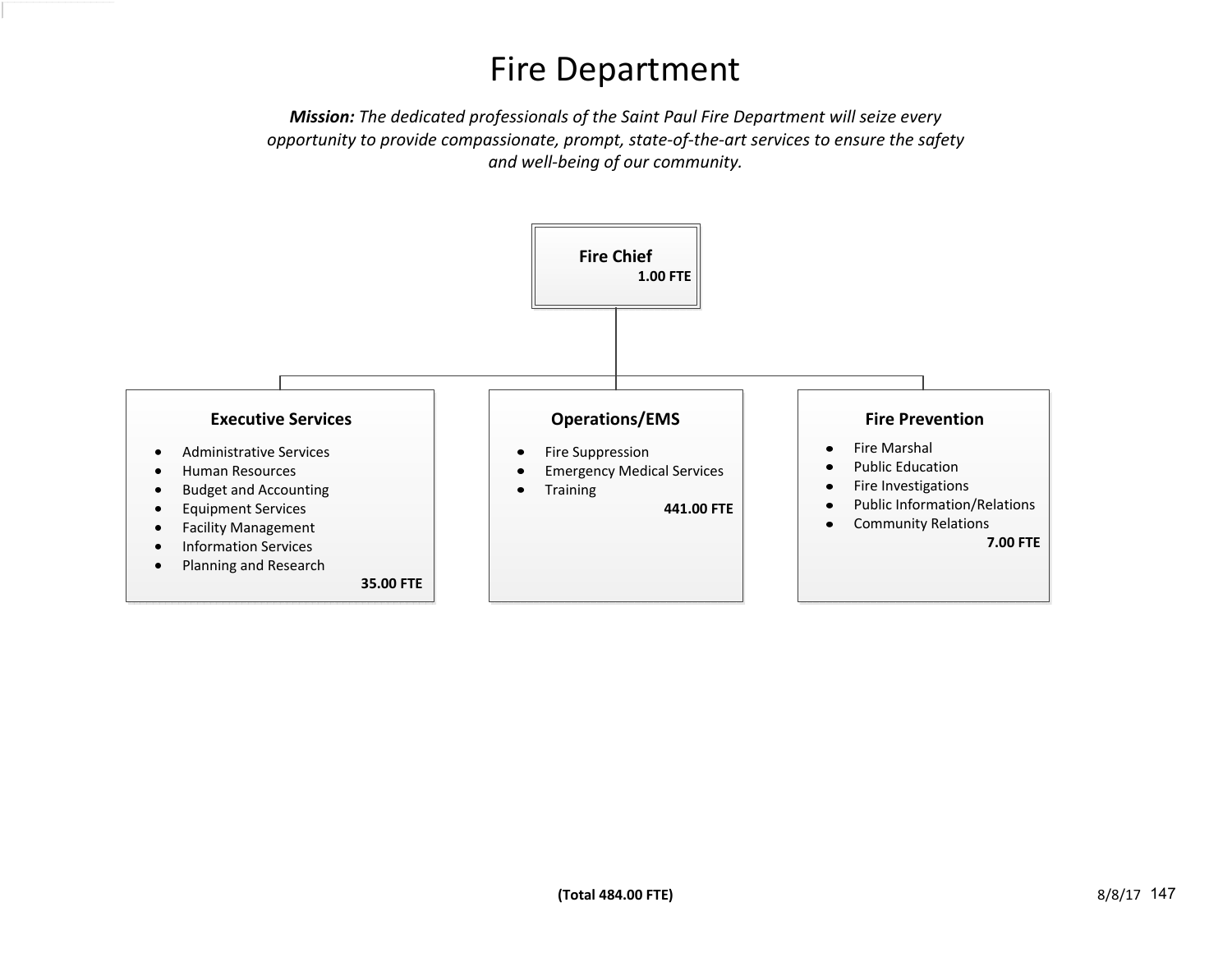# Fire Department

***Mission:*** *The dedicated professionals of the Saint Paul Fire Department will seize every opportunity to provide compassionate, prompt, state-of-the-art services to ensure the safety and well-being of our community.*

**Fire Chief**
**1.00 FTE**

**Executive Services**

- Administrative Services
- Human Resources
- Budget and Accounting
- Equipment Services
- Facility Management
- Information Services
- Planning and Research

**35.00 FTE**

**Operations/EMS**

- Fire Suppression
- Emergency Medical Services
- Training

**441.00 FTE**

**Fire Prevention**

- Fire Marshal
- Public Education
- Fire Investigations
- Public Information/Relations
- Community Relations

**7.00 FTE**

**(Total 484.00 FTE)**

8/8/17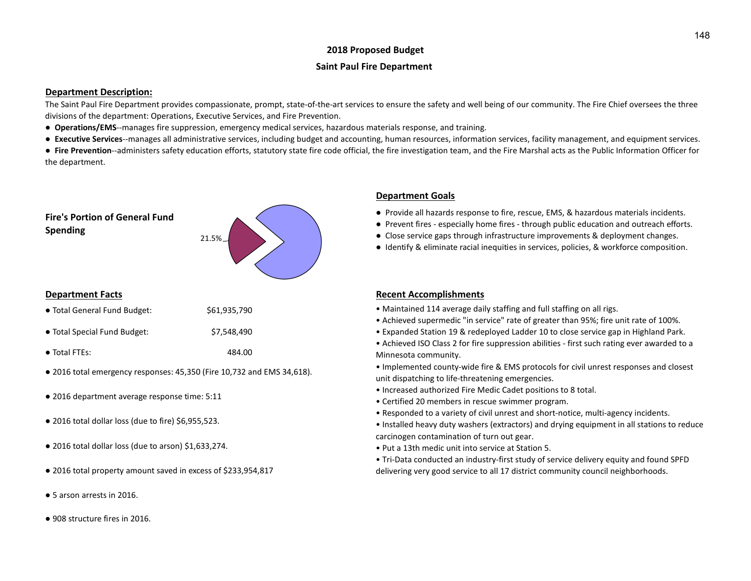# 2018 Proposed Budget

## Saint Paul Fire Department

### Department Description:

The Saint Paul Fire Department provides compassionate, prompt, state-of-the-art services to ensure the safety and well being of our community. The Fire Chief oversees the three divisions of the department: Operations, Executive Services, and Fire Prevention.

- **Operations/EMS**--manages fire suppression, emergency medical services, hazardous materials response, and training.
- **Executive Services**--manages all administrative services, including budget and accounting, human resources, information services, facility management, and equipment services.
- **Fire Prevention**--administers safety education efforts, statutory state fire code official, the fire investigation team, and the Fire Marshal acts as the Public Information Officer for the department.

### Fire's Portion of General Fund Spending

21.5%

### Department Facts

- Total General Fund Budget: $61,935,790
- Total Special Fund Budget: $7,548,490
- Total FTEs: 484.00
- 2016 total emergency responses: 45,350 (Fire 10,732 and EMS 34,618).
- 2016 department average response time: 5:11
- 2016 total dollar loss (due to fire) $6,955,523.
- 2016 total dollar loss (due to arson) $1,633,274.
- 2016 total property amount saved in excess of $233,954,817
- 5 arson arrests in 2016.
- 908 structure fires in 2016.

### Department Goals

- Provide all hazards response to fire, rescue, EMS, & hazardous materials incidents.
- Prevent fires - especially home fires - through public education and outreach efforts.
- Close service gaps through infrastructure improvements & deployment changes.
- Identify & eliminate racial inequities in services, policies, & workforce composition.

### Recent Accomplishments

- Maintained 114 average daily staffing and full staffing on all rigs.
- Achieved supermedic "in service" rate of greater than 95%; fire unit rate of 100%.
- Expanded Station 19 & redeployed Ladder 10 to close service gap in Highland Park.
- Achieved ISO Class 2 for fire suppression abilities - first such rating ever awarded to a Minnesota community.
- Implemented county-wide fire & EMS protocols for civil unrest responses and closest unit dispatching to life-threatening emergencies.
- Increased authorized Fire Medic Cadet positions to 8 total.
- Certified 20 members in rescue swimmer program.
- Responded to a variety of civil unrest and short-notice, multi-agency incidents.
- Installed heavy duty washers (extractors) and drying equipment in all stations to reduce carcinogen contamination of turn out gear.
- Put a 13th medic unit into service at Station 5.
- Tri-Data conducted an industry-first study of service delivery equity and found SPFD delivering very good service to all 17 district community council neighborhoods.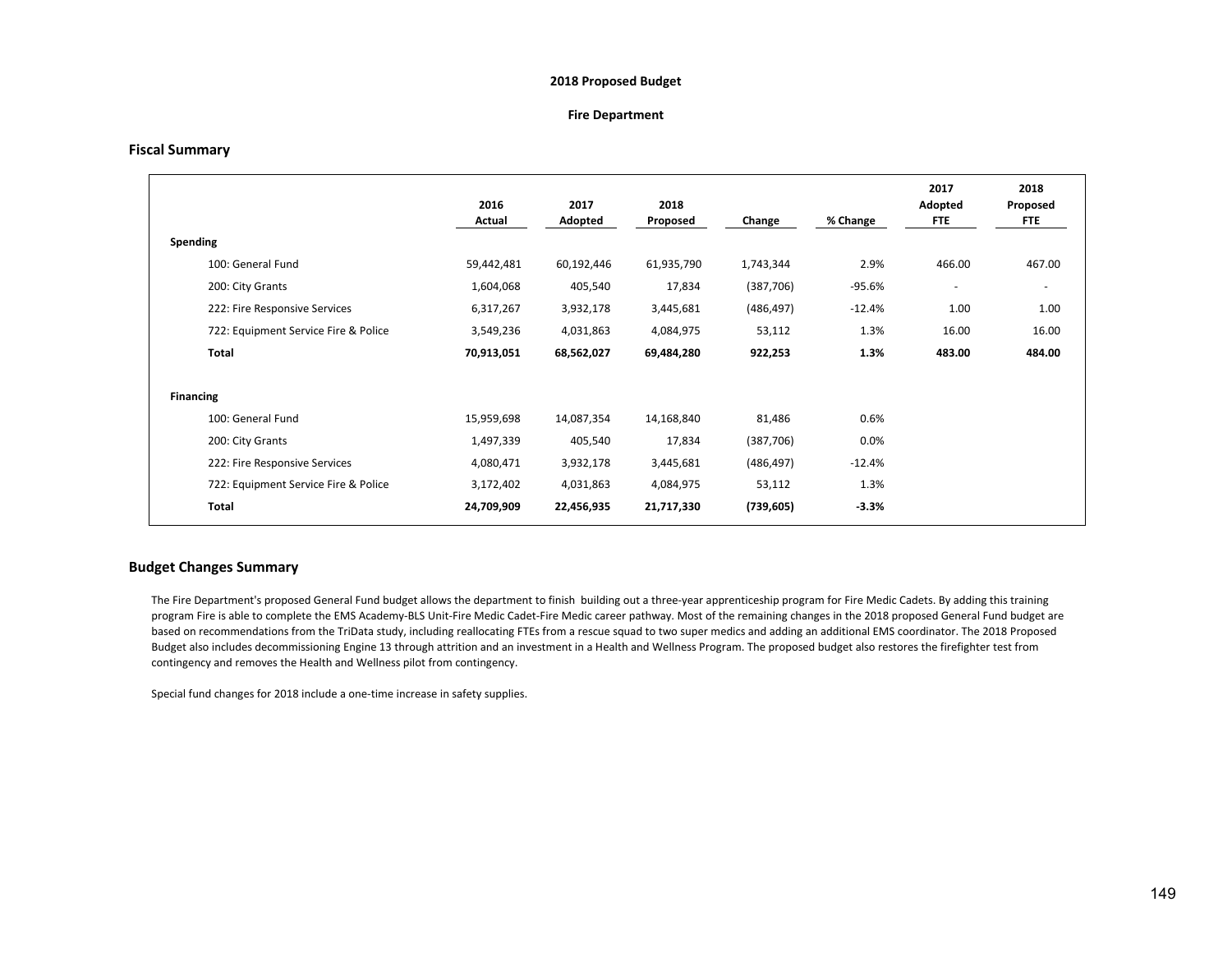**2018 Proposed Budget**

**Fire Department**

## Fiscal Summary

| | 2016 Actual | 2017 Adopted | 2018 Proposed | Change | % Change | 2017 Adopted FTE | 2018 Proposed FTE |
|---|---|---|---|---|---|---|---|
| **Spending** | | | | | | | |
| 100: General Fund | 59,442,481 | 60,192,446 | 61,935,790 | 1,743,344 | 2.9% | 466.00 | 467.00 |
| 200: City Grants | 1,604,068 | 405,540 | 17,834 | (387,706) | -95.6% | - | - |
| 222: Fire Responsive Services | 6,317,267 | 3,932,178 | 3,445,681 | (486,497) | -12.4% | 1.00 | 1.00 |
| 722: Equipment Service Fire & Police | 3,549,236 | 4,031,863 | 4,084,975 | 53,112 | 1.3% | 16.00 | 16.00 |
| **Total** | **70,913,051** | **68,562,027** | **69,484,280** | **922,253** | **1.3%** | **483.00** | **484.00** |
| **Financing** | | | | | | | |
| 100: General Fund | 15,959,698 | 14,087,354 | 14,168,840 | 81,486 | 0.6% | | |
| 200: City Grants | 1,497,339 | 405,540 | 17,834 | (387,706) | 0.0% | | |
| 222: Fire Responsive Services | 4,080,471 | 3,932,178 | 3,445,681 | (486,497) | -12.4% | | |
| 722: Equipment Service Fire & Police | 3,172,402 | 4,031,863 | 4,084,975 | 53,112 | 1.3% | | |
| **Total** | **24,709,909** | **22,456,935** | **21,717,330** | **(739,605)** | **-3.3%** | | |

## Budget Changes Summary

The Fire Department's proposed General Fund budget allows the department to finish building out a three-year apprenticeship program for Fire Medic Cadets. By adding this training program Fire is able to complete the EMS Academy-BLS Unit-Fire Medic Cadet-Fire Medic career pathway. Most of the remaining changes in the 2018 proposed General Fund budget are based on recommendations from the TriData study, including reallocating FTEs from a rescue squad to two super medics and adding an additional EMS coordinator. The 2018 Proposed Budget also includes decommissioning Engine 13 through attrition and an investment in a Health and Wellness Program. The proposed budget also restores the firefighter test from contingency and removes the Health and Wellness pilot from contingency.

Special fund changes for 2018 include a one-time increase in safety supplies.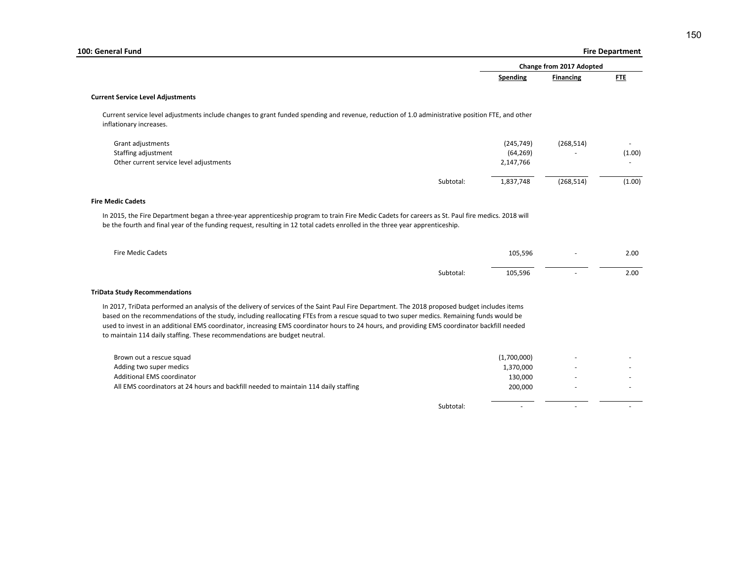## 100: General Fund — Fire Department

| | Change from 2017 Adopted | | |
|---|---|---|---|
| | Spending | Financing | FTE |

### Current Service Level Adjustments

Current service level adjustments include changes to grant funded spending and revenue, reduction of 1.0 administrative position FTE, and other inflationary increases.

| | Spending | Financing | FTE |
|---|---|---|---|
| Grant adjustments | (245,749) | (268,514) | - |
| Staffing adjustment | (64,269) | - | (1.00) |
| Other current service level adjustments | 2,147,766 | | - |
| Subtotal: | 1,837,748 | (268,514) | (1.00) |

### Fire Medic Cadets

In 2015, the Fire Department began a three-year apprenticeship program to train Fire Medic Cadets for careers as St. Paul fire medics. 2018 will be the fourth and final year of the funding request, resulting in 12 total cadets enrolled in the three year apprenticeship.

| | Spending | Financing | FTE |
|---|---|---|---|
| Fire Medic Cadets | 105,596 | - | 2.00 |
| Subtotal: | 105,596 | - | 2.00 |

### TriData Study Recommendations

In 2017, TriData performed an analysis of the delivery of services of the Saint Paul Fire Department. The 2018 proposed budget includes items based on the recommendations of the study, including reallocating FTEs from a rescue squad to two super medics. Remaining funds would be used to invest in an additional EMS coordinator, increasing EMS coordinator hours to 24 hours, and providing EMS coordinator backfill needed to maintain 114 daily staffing. These recommendations are budget neutral.

| | Spending | Financing | FTE |
|---|---|---|---|
| Brown out a rescue squad | (1,700,000) | - | - |
| Adding two super medics | 1,370,000 | - | - |
| Additional EMS coordinator | 130,000 | - | - |
| All EMS coordinators at 24 hours and backfill needed to maintain 114 daily staffing | 200,000 | - | - |
| Subtotal: | - | - | - |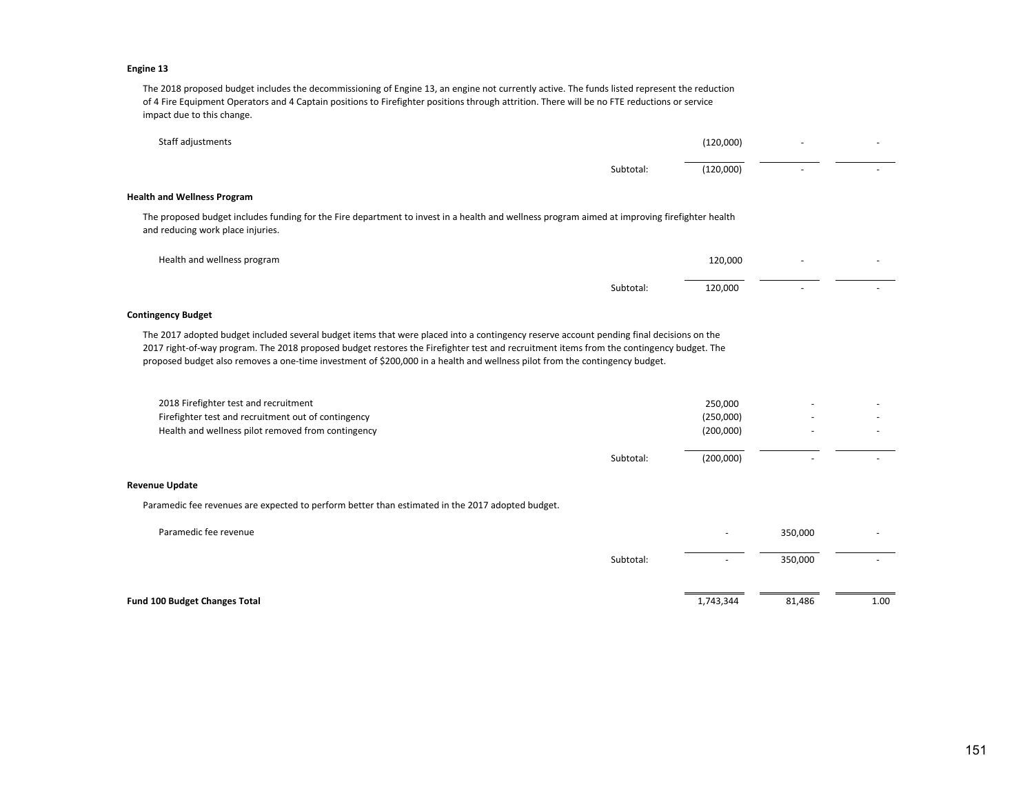**Engine 13**

The 2018 proposed budget includes the decommissioning of Engine 13, an engine not currently active. The funds listed represent the reduction of 4 Fire Equipment Operators and 4 Captain positions to Firefighter positions through attrition. There will be no FTE reductions or service impact due to this change.

| | | | | |
|---|---|---|---|---|
| Staff adjustments | | (120,000) | - | - |
| | Subtotal: | (120,000) | - | - |

**Health and Wellness Program**

The proposed budget includes funding for the Fire department to invest in a health and wellness program aimed at improving firefighter health and reducing work place injuries.

| | | | | |
|---|---|---|---|---|
| Health and wellness program | | 120,000 | - | - |
| | Subtotal: | 120,000 | - | - |

**Contingency Budget**

The 2017 adopted budget included several budget items that were placed into a contingency reserve account pending final decisions on the 2017 right-of-way program. The 2018 proposed budget restores the Firefighter test and recruitment items from the contingency budget. The proposed budget also removes a one-time investment of $200,000 in a health and wellness pilot from the contingency budget.

| | | | | |
|---|---|---|---|---|
| 2018 Firefighter test and recruitment | | 250,000 | - | - |
| Firefighter test and recruitment out of contingency | | (250,000) | - | - |
| Health and wellness pilot removed from contingency | | (200,000) | - | - |
| | Subtotal: | (200,000) | - | - |

**Revenue Update**

Paramedic fee revenues are expected to perform better than estimated in the 2017 adopted budget.

| | | | | |
|---|---|---|---|---|
| Paramedic fee revenue | | - | 350,000 | - |
| | Subtotal: | - | 350,000 | - |

| | | | | |
|---|---|---|---|---|
| **Fund 100 Budget Changes Total** | | 1,743,344 | 81,486 | 1.00 |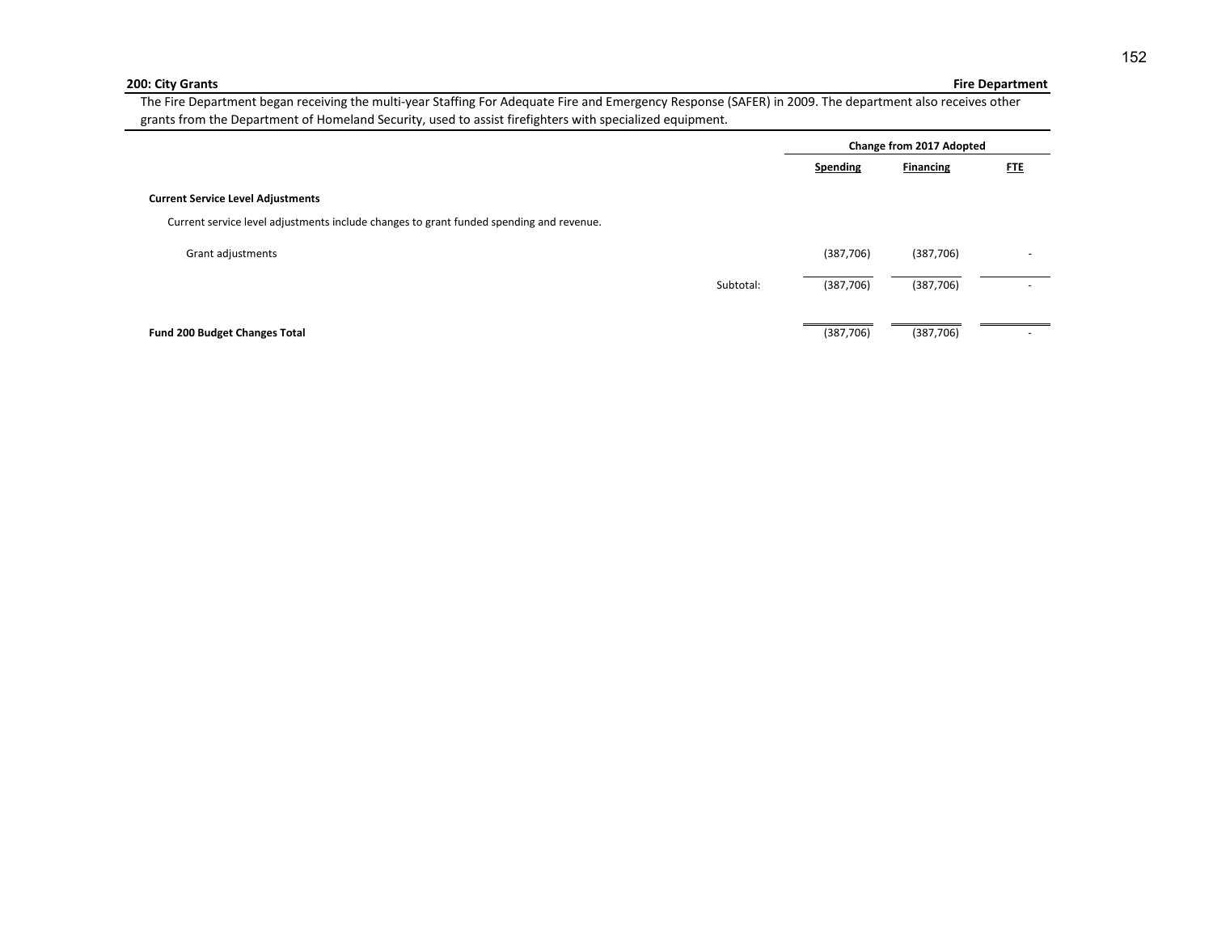**200: City Grants** **Fire Department**

The Fire Department began receiving the multi-year Staffing For Adequate Fire and Emergency Response (SAFER) in 2009. The department also receives other grants from the Department of Homeland Security, used to assist firefighters with specialized equipment.

| | Change from 2017 Adopted | | |
|---|---|---|---|
| | **Spending** | **Financing** | **FTE** |
| **Current Service Level Adjustments** | | | |
| Current service level adjustments include changes to grant funded spending and revenue. | | | |
| Grant adjustments | (387,706) | (387,706) | - |
| Subtotal: | (387,706) | (387,706) | - |
| **Fund 200 Budget Changes Total** | (387,706) | (387,706) | - |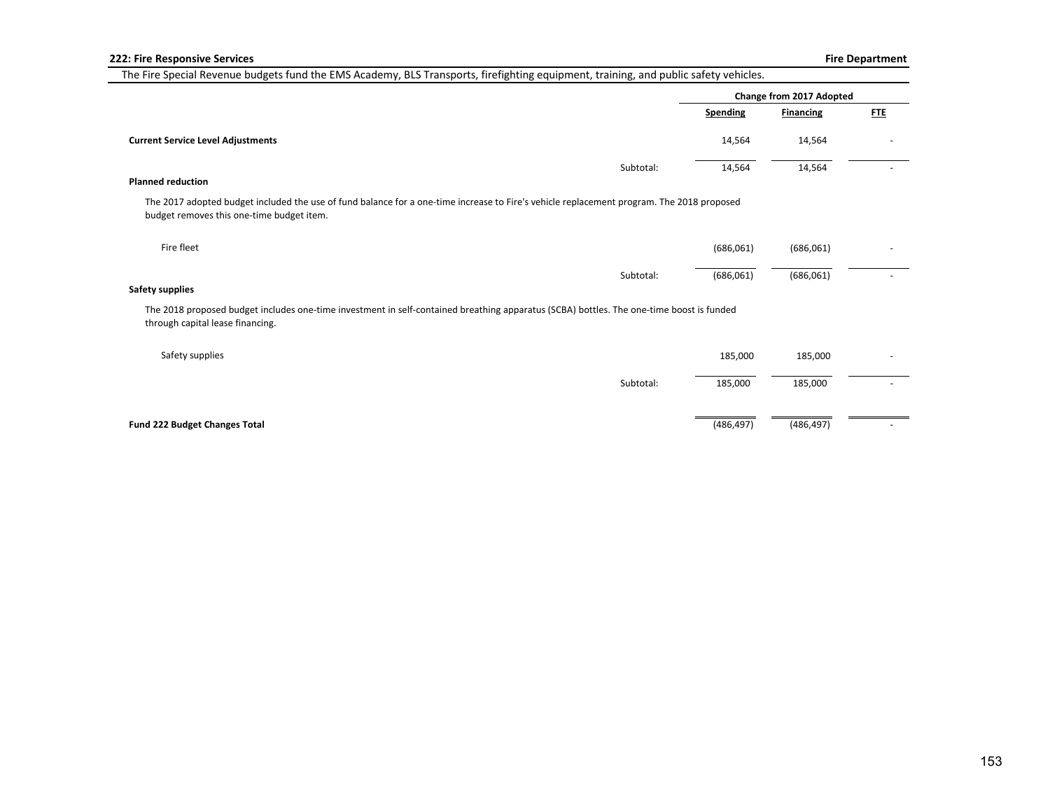## 222: Fire Responsive Services

**Fire Department**

The Fire Special Revenue budgets fund the EMS Academy, BLS Transports, firefighting equipment, training, and public safety vehicles.

| | Change from 2017 Adopted | | |
|---|---|---|---|
| | **Spending** | **Financing** | **FTE** |
| **Current Service Level Adjustments** | 14,564 | 14,564 | - |
| Subtotal: | 14,564 | 14,564 | - |
| **Planned reduction** | | | |
| The 2017 adopted budget included the use of fund balance for a one-time increase to Fire's vehicle replacement program. The 2018 proposed budget removes this one-time budget item. | | | |
| Fire fleet | (686,061) | (686,061) | - |
| Subtotal: | (686,061) | (686,061) | - |
| **Safety supplies** | | | |
| The 2018 proposed budget includes one-time investment in self-contained breathing apparatus (SCBA) bottles. The one-time boost is funded through capital lease financing. | | | |
| Safety supplies | 185,000 | 185,000 | - |
| Subtotal: | 185,000 | 185,000 | - |
| **Fund 222 Budget Changes Total** | (486,497) | (486,497) | - |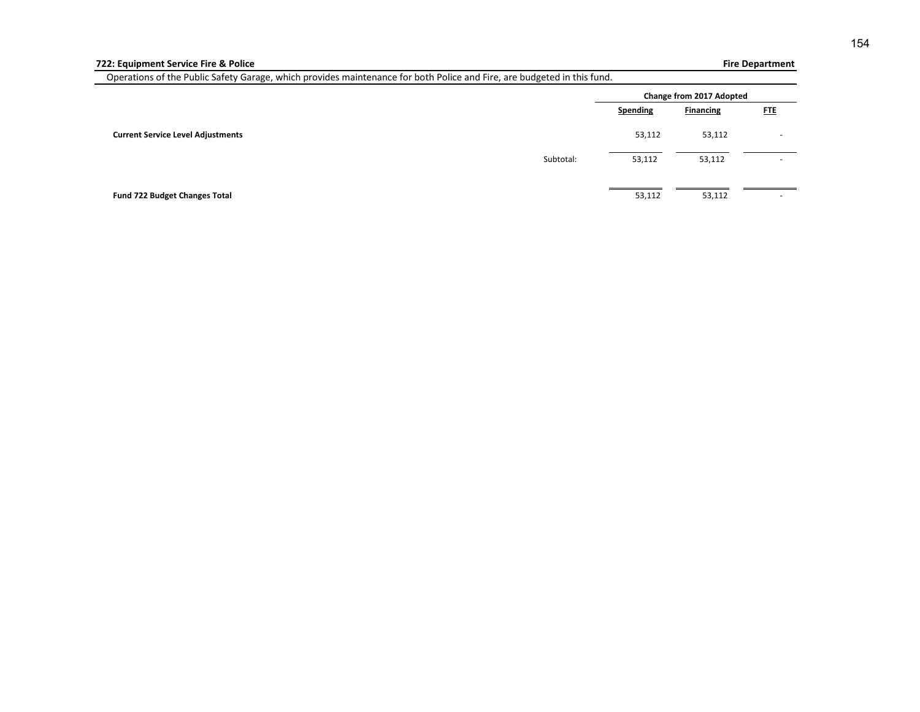## 722: Equipment Service Fire & Police

**Fire Department**

Operations of the Public Safety Garage, which provides maintenance for both Police and Fire, are budgeted in this fund.

| | | Change from 2017 Adopted | | |
|---|---|---|---|---|
| | | **Spending** | **Financing** | **FTE** |
| **Current Service Level Adjustments** | | 53,112 | 53,112 | - |
| | Subtotal: | 53,112 | 53,112 | - |
| **Fund 722 Budget Changes Total** | | 53,112 | 53,112 | - |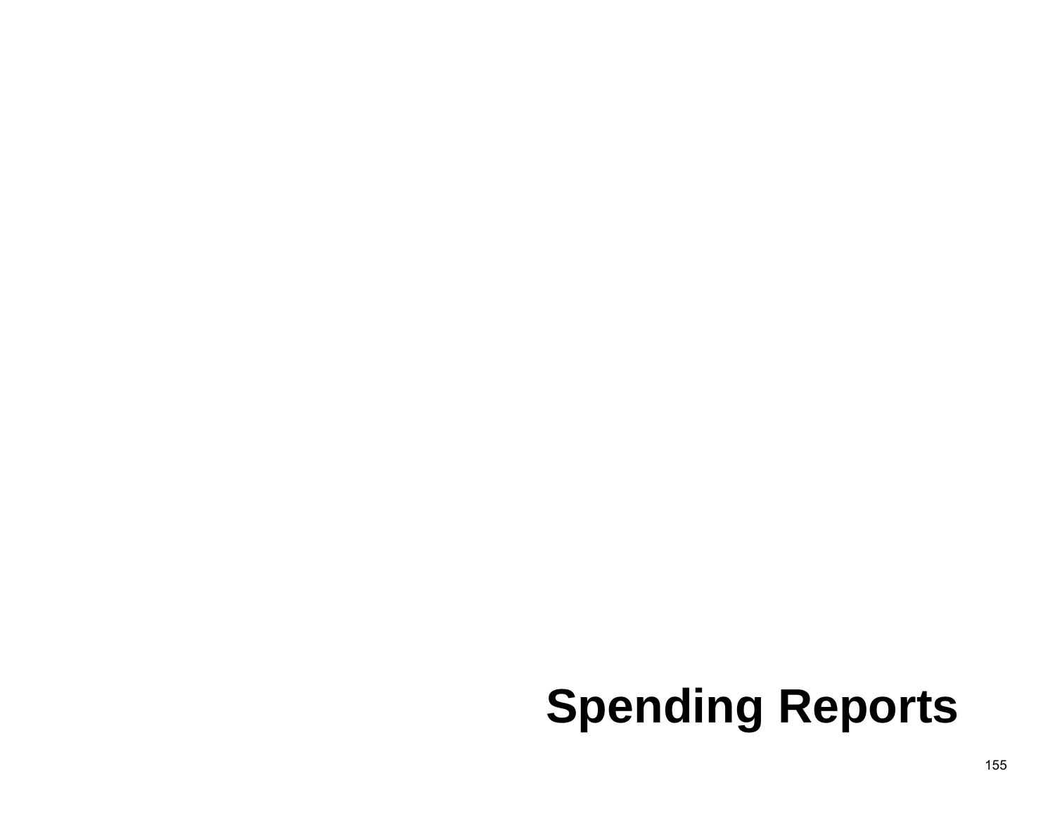# Spending Reports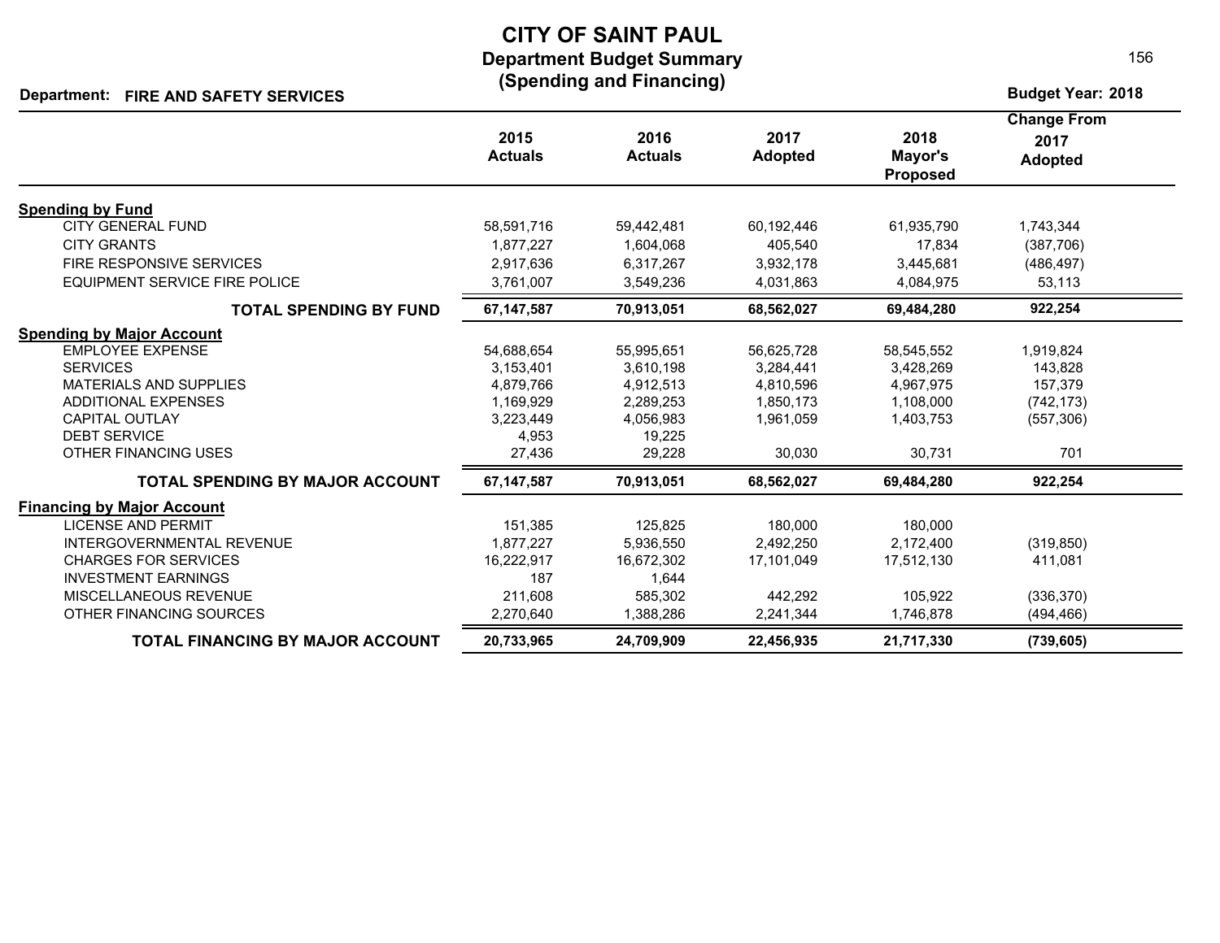# CITY OF SAINT PAUL

## Department Budget Summary
## (Spending and Financing)

**Department: FIRE AND SAFETY SERVICES**

**Budget Year: 2018**

| | 2015 Actuals | 2016 Actuals | 2017 Adopted | 2018 Mayor's Proposed | Change From 2017 Adopted |
|---|---|---|---|---|---|
| **Spending by Fund** | | | | | |
| CITY GENERAL FUND | 58,591,716 | 59,442,481 | 60,192,446 | 61,935,790 | 1,743,344 |
| CITY GRANTS | 1,877,227 | 1,604,068 | 405,540 | 17,834 | (387,706) |
| FIRE RESPONSIVE SERVICES | 2,917,636 | 6,317,267 | 3,932,178 | 3,445,681 | (486,497) |
| EQUIPMENT SERVICE FIRE POLICE | 3,761,007 | 3,549,236 | 4,031,863 | 4,084,975 | 53,113 |
| **TOTAL SPENDING BY FUND** | **67,147,587** | **70,913,051** | **68,562,027** | **69,484,280** | **922,254** |
| **Spending by Major Account** | | | | | |
| EMPLOYEE EXPENSE | 54,688,654 | 55,995,651 | 56,625,728 | 58,545,552 | 1,919,824 |
| SERVICES | 3,153,401 | 3,610,198 | 3,284,441 | 3,428,269 | 143,828 |
| MATERIALS AND SUPPLIES | 4,879,766 | 4,912,513 | 4,810,596 | 4,967,975 | 157,379 |
| ADDITIONAL EXPENSES | 1,169,929 | 2,289,253 | 1,850,173 | 1,108,000 | (742,173) |
| CAPITAL OUTLAY | 3,223,449 | 4,056,983 | 1,961,059 | 1,403,753 | (557,306) |
| DEBT SERVICE | 4,953 | 19,225 | | | |
| OTHER FINANCING USES | 27,436 | 29,228 | 30,030 | 30,731 | 701 |
| **TOTAL SPENDING BY MAJOR ACCOUNT** | **67,147,587** | **70,913,051** | **68,562,027** | **69,484,280** | **922,254** |
| **Financing by Major Account** | | | | | |
| LICENSE AND PERMIT | 151,385 | 125,825 | 180,000 | 180,000 | |
| INTERGOVERNMENTAL REVENUE | 1,877,227 | 5,936,550 | 2,492,250 | 2,172,400 | (319,850) |
| CHARGES FOR SERVICES | 16,222,917 | 16,672,302 | 17,101,049 | 17,512,130 | 411,081 |
| INVESTMENT EARNINGS | 187 | 1,644 | | | |
| MISCELLANEOUS REVENUE | 211,608 | 585,302 | 442,292 | 105,922 | (336,370) |
| OTHER FINANCING SOURCES | 2,270,640 | 1,388,286 | 2,241,344 | 1,746,878 | (494,466) |
| **TOTAL FINANCING BY MAJOR ACCOUNT** | **20,733,965** | **24,709,909** | **22,456,935** | **21,717,330** | **(739,605)** |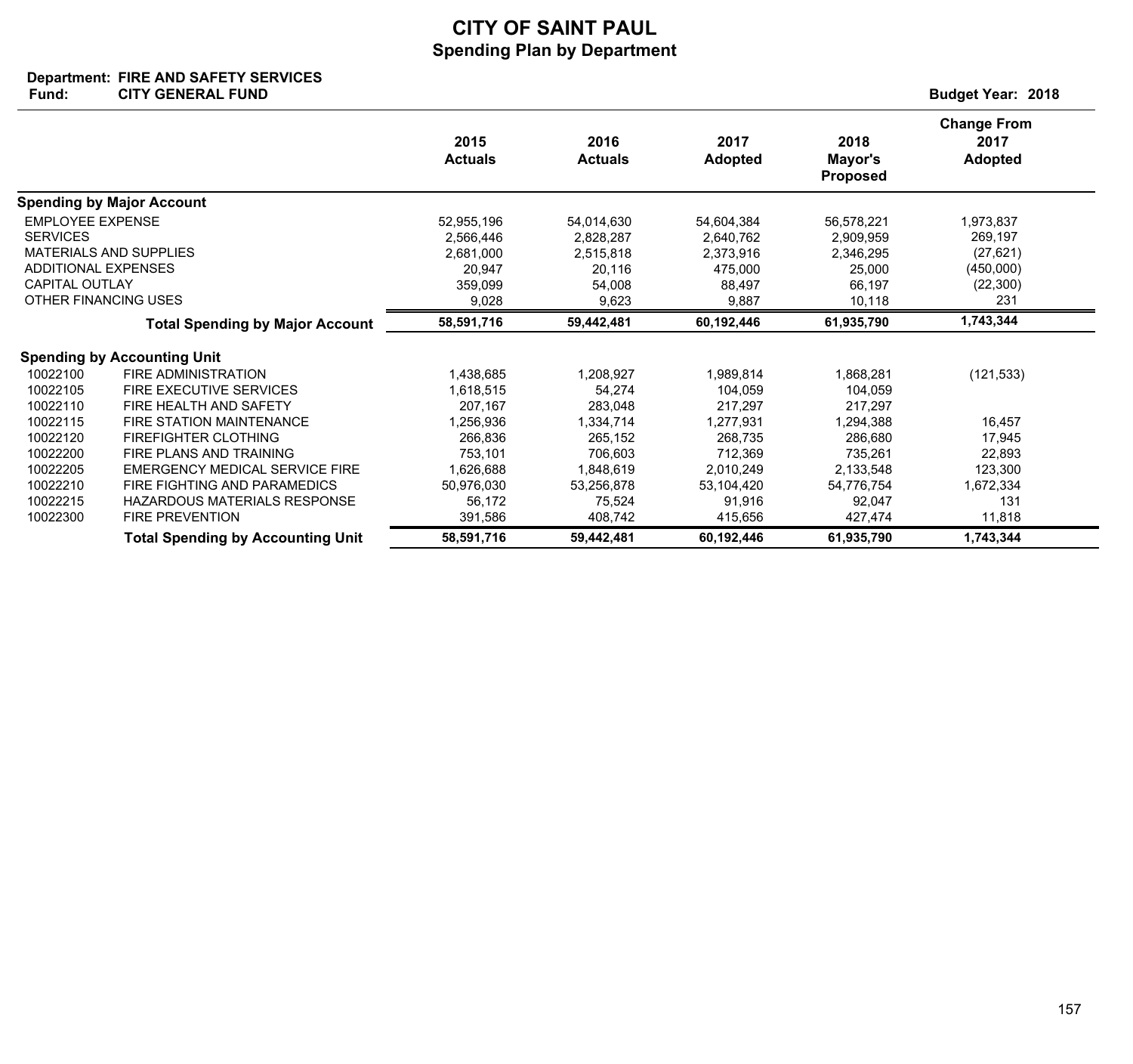# CITY OF SAINT PAUL
## Spending Plan by Department

**Department:** FIRE AND SAFETY SERVICES
**Fund:** CITY GENERAL FUND

**Budget Year: 2018**

| | | 2015 Actuals | 2016 Actuals | 2017 Adopted | 2018 Mayor's Proposed | Change From 2017 Adopted |
|---|---|---|---|---|---|---|
| **Spending by Major Account** | | | | | | |
| EMPLOYEE EXPENSE | | 52,955,196 | 54,014,630 | 54,604,384 | 56,578,221 | 1,973,837 |
| SERVICES | | 2,566,446 | 2,828,287 | 2,640,762 | 2,909,959 | 269,197 |
| MATERIALS AND SUPPLIES | | 2,681,000 | 2,515,818 | 2,373,916 | 2,346,295 | (27,621) |
| ADDITIONAL EXPENSES | | 20,947 | 20,116 | 475,000 | 25,000 | (450,000) |
| CAPITAL OUTLAY | | 359,099 | 54,008 | 88,497 | 66,197 | (22,300) |
| OTHER FINANCING USES | | 9,028 | 9,623 | 9,887 | 10,118 | 231 |
| | **Total Spending by Major Account** | **58,591,716** | **59,442,481** | **60,192,446** | **61,935,790** | **1,743,344** |
| **Spending by Accounting Unit** | | | | | | |
| 10022100 | FIRE ADMINISTRATION | 1,438,685 | 1,208,927 | 1,989,814 | 1,868,281 | (121,533) |
| 10022105 | FIRE EXECUTIVE SERVICES | 1,618,515 | 54,274 | 104,059 | 104,059 | |
| 10022110 | FIRE HEALTH AND SAFETY | 207,167 | 283,048 | 217,297 | 217,297 | |
| 10022115 | FIRE STATION MAINTENANCE | 1,256,936 | 1,334,714 | 1,277,931 | 1,294,388 | 16,457 |
| 10022120 | FIREFIGHTER CLOTHING | 266,836 | 265,152 | 268,735 | 286,680 | 17,945 |
| 10022200 | FIRE PLANS AND TRAINING | 753,101 | 706,603 | 712,369 | 735,261 | 22,893 |
| 10022205 | EMERGENCY MEDICAL SERVICE FIRE | 1,626,688 | 1,848,619 | 2,010,249 | 2,133,548 | 123,300 |
| 10022210 | FIRE FIGHTING AND PARAMEDICS | 50,976,030 | 53,256,878 | 53,104,420 | 54,776,754 | 1,672,334 |
| 10022215 | HAZARDOUS MATERIALS RESPONSE | 56,172 | 75,524 | 91,916 | 92,047 | 131 |
| 10022300 | FIRE PREVENTION | 391,586 | 408,742 | 415,656 | 427,474 | 11,818 |
| | **Total Spending by Accounting Unit** | **58,591,716** | **59,442,481** | **60,192,446** | **61,935,790** | **1,743,344** |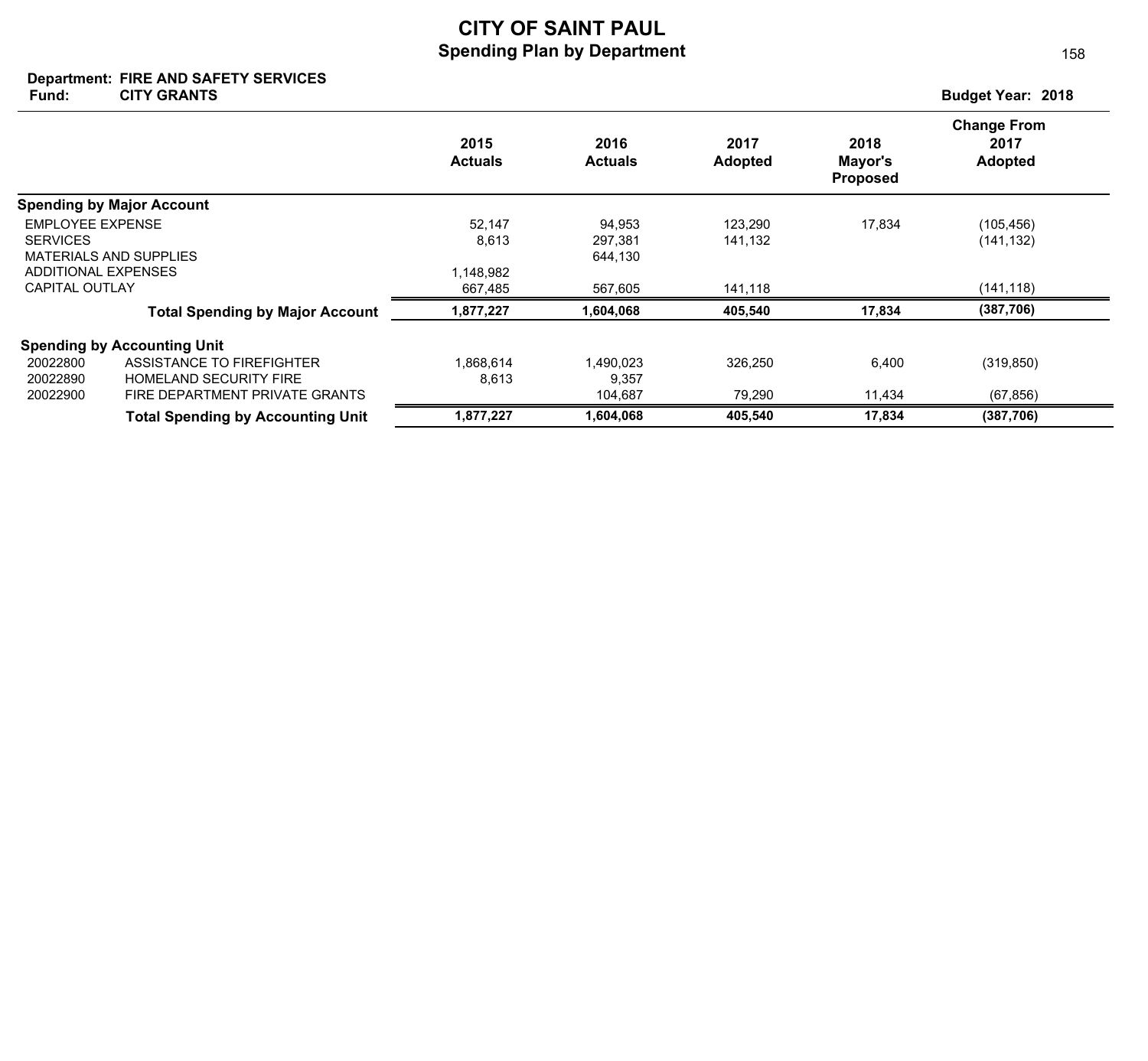# CITY OF SAINT PAUL

## Spending Plan by Department

**Department: FIRE AND SAFETY SERVICES**
**Fund: CITY GRANTS**

**Budget Year: 2018**

| | 2015 Actuals | 2016 Actuals | 2017 Adopted | 2018 Mayor's Proposed | Change From 2017 Adopted |
|---|---|---|---|---|---|
| **Spending by Major Account** | | | | | |
| EMPLOYEE EXPENSE | 52,147 | 94,953 | 123,290 | 17,834 | (105,456) |
| SERVICES | 8,613 | 297,381 | 141,132 | | (141,132) |
| MATERIALS AND SUPPLIES | | 644,130 | | | |
| ADDITIONAL EXPENSES | 1,148,982 | | | | |
| CAPITAL OUTLAY | 667,485 | 567,605 | 141,118 | | (141,118) |
| **Total Spending by Major Account** | **1,877,227** | **1,604,068** | **405,540** | **17,834** | **(387,706)** |

| | | 2015 Actuals | 2016 Actuals | 2017 Adopted | 2018 Mayor's Proposed | Change From 2017 Adopted |
|---|---|---|---|---|---|---|
| **Spending by Accounting Unit** | | | | | | |
| 20022800 | ASSISTANCE TO FIREFIGHTER | 1,868,614 | 1,490,023 | 326,250 | 6,400 | (319,850) |
| 20022890 | HOMELAND SECURITY FIRE | 8,613 | 9,357 | | | |
| 20022900 | FIRE DEPARTMENT PRIVATE GRANTS | | 104,687 | 79,290 | 11,434 | (67,856) |
| | **Total Spending by Accounting Unit** | **1,877,227** | **1,604,068** | **405,540** | **17,834** | **(387,706)** |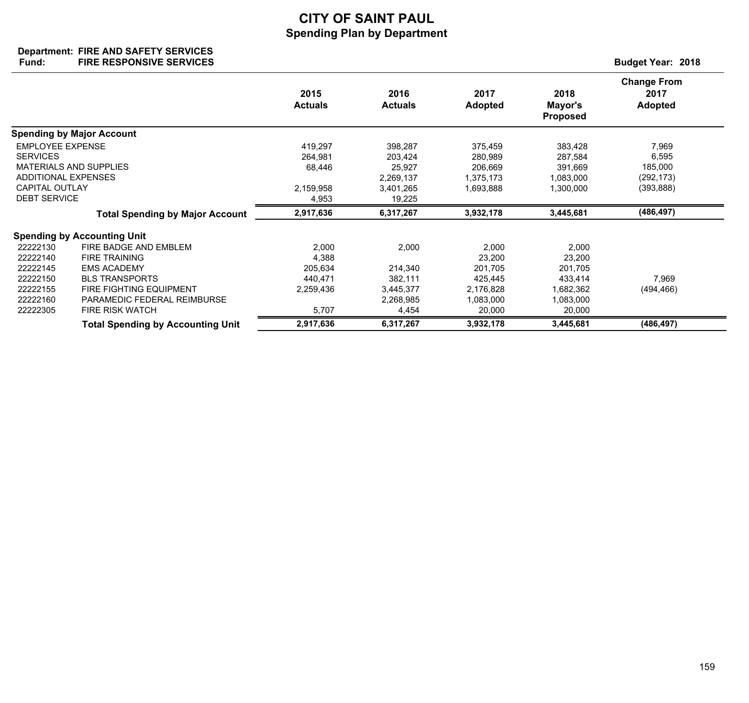# CITY OF SAINT PAUL
## Spending Plan by Department

**Department:** FIRE AND SAFETY SERVICES
**Fund:** FIRE RESPONSIVE SERVICES

**Budget Year: 2018**

| | | 2015 Actuals | 2016 Actuals | 2017 Adopted | 2018 Mayor's Proposed | Change From 2017 Adopted |
|---|---|---|---|---|---|---|
| **Spending by Major Account** | | | | | | |
| EMPLOYEE EXPENSE | | 419,297 | 398,287 | 375,459 | 383,428 | 7,969 |
| SERVICES | | 264,981 | 203,424 | 280,989 | 287,584 | 6,595 |
| MATERIALS AND SUPPLIES | | 68,446 | 25,927 | 206,669 | 391,669 | 185,000 |
| ADDITIONAL EXPENSES | | | 2,269,137 | 1,375,173 | 1,083,000 | (292,173) |
| CAPITAL OUTLAY | | 2,159,958 | 3,401,265 | 1,693,888 | 1,300,000 | (393,888) |
| DEBT SERVICE | | 4,953 | 19,225 | | | |
| | **Total Spending by Major Account** | **2,917,636** | **6,317,267** | **3,932,178** | **3,445,681** | **(486,497)** |
| **Spending by Accounting Unit** | | | | | | |
| 22222130 | FIRE BADGE AND EMBLEM | 2,000 | 2,000 | 2,000 | 2,000 | |
| 22222140 | FIRE TRAINING | 4,388 | | 23,200 | 23,200 | |
| 22222145 | EMS ACADEMY | 205,634 | 214,340 | 201,705 | 201,705 | |
| 22222150 | BLS TRANSPORTS | 440,471 | 382,111 | 425,445 | 433,414 | 7,969 |
| 22222155 | FIRE FIGHTING EQUIPMENT | 2,259,436 | 3,445,377 | 2,176,828 | 1,682,362 | (494,466) |
| 22222160 | PARAMEDIC FEDERAL REIMBURSE | | 2,268,985 | 1,083,000 | 1,083,000 | |
| 22222305 | FIRE RISK WATCH | 5,707 | 4,454 | 20,000 | 20,000 | |
| | **Total Spending by Accounting Unit** | **2,917,636** | **6,317,267** | **3,932,178** | **3,445,681** | **(486,497)** |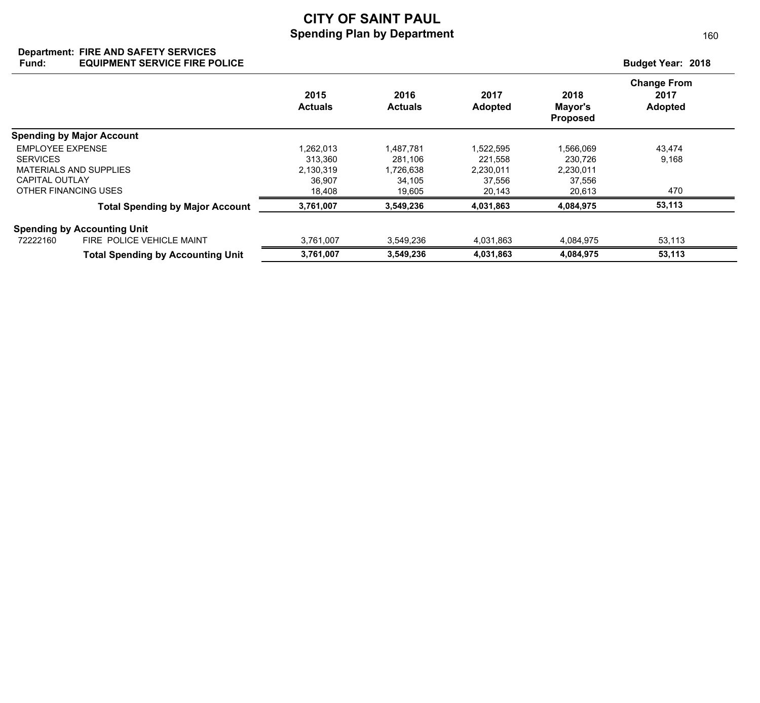# CITY OF SAINT PAUL
## Spending Plan by Department

**Department:** FIRE AND SAFETY SERVICES
**Fund:** EQUIPMENT SERVICE FIRE POLICE

**Budget Year: 2018**

| | 2015 Actuals | 2016 Actuals | 2017 Adopted | 2018 Mayor's Proposed | Change From 2017 Adopted |
|---|---|---|---|---|---|
| **Spending by Major Account** | | | | | |
| EMPLOYEE EXPENSE | 1,262,013 | 1,487,781 | 1,522,595 | 1,566,069 | 43,474 |
| SERVICES | 313,360 | 281,106 | 221,558 | 230,726 | 9,168 |
| MATERIALS AND SUPPLIES | 2,130,319 | 1,726,638 | 2,230,011 | 2,230,011 | |
| CAPITAL OUTLAY | 36,907 | 34,105 | 37,556 | 37,556 | |
| OTHER FINANCING USES | 18,408 | 19,605 | 20,143 | 20,613 | 470 |
| **Total Spending by Major Account** | **3,761,007** | **3,549,236** | **4,031,863** | **4,084,975** | **53,113** |
| **Spending by Accounting Unit** | | | | | |
| 72222160 FIRE POLICE VEHICLE MAINT | 3,761,007 | 3,549,236 | 4,031,863 | 4,084,975 | 53,113 |
| **Total Spending by Accounting Unit** | **3,761,007** | **3,549,236** | **4,031,863** | **4,084,975** | **53,113** |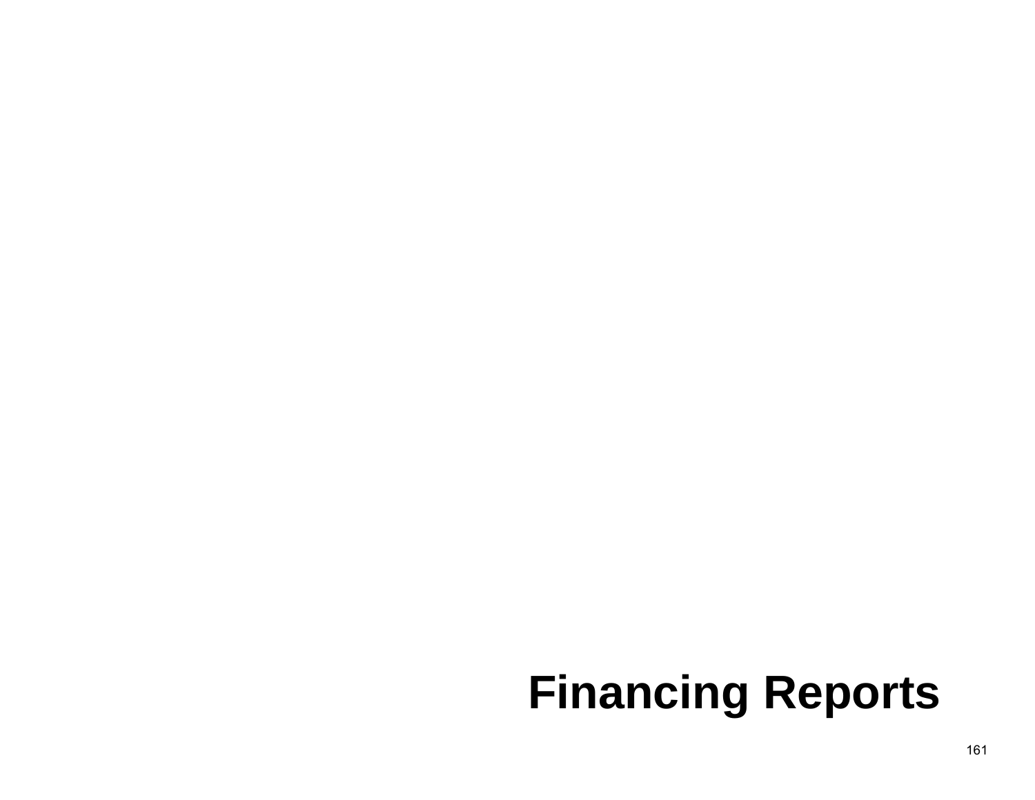# Financing Reports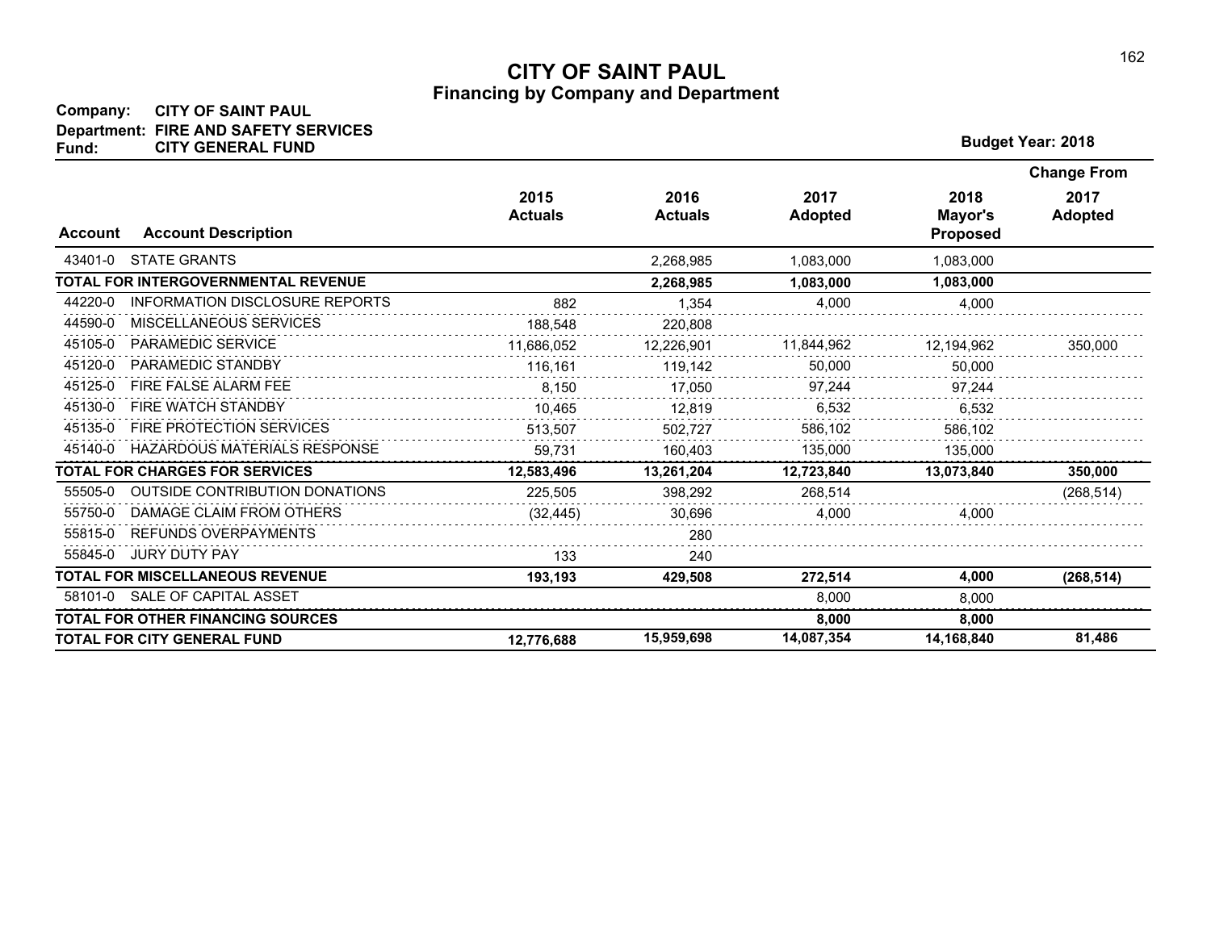# CITY OF SAINT PAUL
## Financing by Company and Department

**Company:** CITY OF SAINT PAUL
**Department:** FIRE AND SAFETY SERVICES
**Fund:** CITY GENERAL FUND

**Budget Year: 2018**

| Account | Account Description | 2015 Actuals | 2016 Actuals | 2017 Adopted | 2018 Mayor's Proposed | Change From 2017 Adopted |
|---|---|---|---|---|---|---|
| 43401-0 | STATE GRANTS | | 2,268,985 | 1,083,000 | 1,083,000 | |
| **TOTAL FOR INTERGOVERNMENTAL REVENUE** | | | **2,268,985** | **1,083,000** | **1,083,000** | |
| 44220-0 | INFORMATION DISCLOSURE REPORTS | 882 | 1,354 | 4,000 | 4,000 | |
| 44590-0 | MISCELLANEOUS SERVICES | 188,548 | 220,808 | | | |
| 45105-0 | PARAMEDIC SERVICE | 11,686,052 | 12,226,901 | 11,844,962 | 12,194,962 | 350,000 |
| 45120-0 | PARAMEDIC STANDBY | 116,161 | 119,142 | 50,000 | 50,000 | |
| 45125-0 | FIRE FALSE ALARM FEE | 8,150 | 17,050 | 97,244 | 97,244 | |
| 45130-0 | FIRE WATCH STANDBY | 10,465 | 12,819 | 6,532 | 6,532 | |
| 45135-0 | FIRE PROTECTION SERVICES | 513,507 | 502,727 | 586,102 | 586,102 | |
| 45140-0 | HAZARDOUS MATERIALS RESPONSE | 59,731 | 160,403 | 135,000 | 135,000 | |
| **TOTAL FOR CHARGES FOR SERVICES** | | **12,583,496** | **13,261,204** | **12,723,840** | **13,073,840** | **350,000** |
| 55505-0 | OUTSIDE CONTRIBUTION DONATIONS | 225,505 | 398,292 | 268,514 | | (268,514) |
| 55750-0 | DAMAGE CLAIM FROM OTHERS | (32,445) | 30,696 | 4,000 | 4,000 | |
| 55815-0 | REFUNDS OVERPAYMENTS | | 280 | | | |
| 55845-0 | JURY DUTY PAY | 133 | 240 | | | |
| **TOTAL FOR MISCELLANEOUS REVENUE** | | **193,193** | **429,508** | **272,514** | **4,000** | **(268,514)** |
| 58101-0 | SALE OF CAPITAL ASSET | | | 8,000 | 8,000 | |
| **TOTAL FOR OTHER FINANCING SOURCES** | | | | **8,000** | **8,000** | |
| **TOTAL FOR CITY GENERAL FUND** | | **12,776,688** | **15,959,698** | **14,087,354** | **14,168,840** | **81,486** |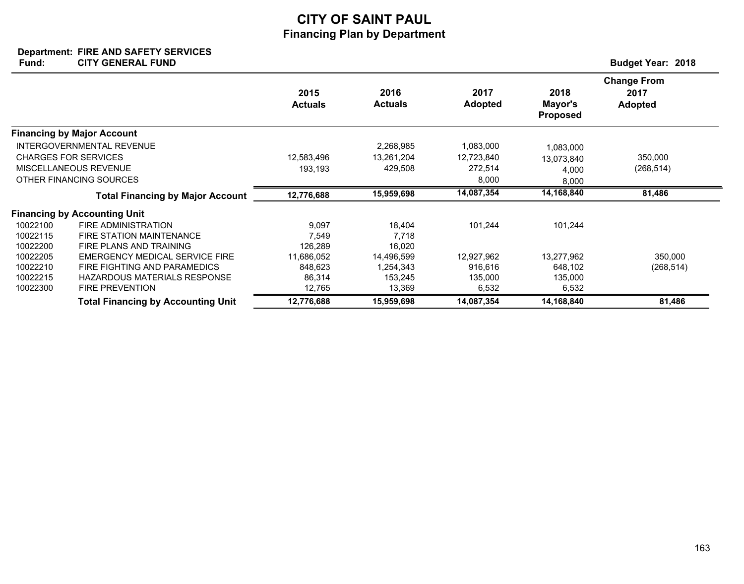# CITY OF SAINT PAUL
## Financing Plan by Department

**Department: FIRE AND SAFETY SERVICES**
**Fund: CITY GENERAL FUND**

**Budget Year: 2018**

| | | 2015 Actuals | 2016 Actuals | 2017 Adopted | 2018 Mayor's Proposed | Change From 2017 Adopted |
|---|---|---|---|---|---|---|
| **Financing by Major Account** | | | | | | |
| INTERGOVERNMENTAL REVENUE | | | 2,268,985 | 1,083,000 | 1,083,000 | |
| CHARGES FOR SERVICES | | 12,583,496 | 13,261,204 | 12,723,840 | 13,073,840 | 350,000 |
| MISCELLANEOUS REVENUE | | 193,193 | 429,508 | 272,514 | 4,000 | (268,514) |
| OTHER FINANCING SOURCES | | | | 8,000 | 8,000 | |
| | **Total Financing by Major Account** | **12,776,688** | **15,959,698** | **14,087,354** | **14,168,840** | **81,486** |
| **Financing by Accounting Unit** | | | | | | |
| 10022100 | FIRE ADMINISTRATION | 9,097 | 18,404 | 101,244 | 101,244 | |
| 10022115 | FIRE STATION MAINTENANCE | 7,549 | 7,718 | | | |
| 10022200 | FIRE PLANS AND TRAINING | 126,289 | 16,020 | | | |
| 10022205 | EMERGENCY MEDICAL SERVICE FIRE | 11,686,052 | 14,496,599 | 12,927,962 | 13,277,962 | 350,000 |
| 10022210 | FIRE FIGHTING AND PARAMEDICS | 848,623 | 1,254,343 | 916,616 | 648,102 | (268,514) |
| 10022215 | HAZARDOUS MATERIALS RESPONSE | 86,314 | 153,245 | 135,000 | 135,000 | |
| 10022300 | FIRE PREVENTION | 12,765 | 13,369 | 6,532 | 6,532 | |
| | **Total Financing by Accounting Unit** | **12,776,688** | **15,959,698** | **14,087,354** | **14,168,840** | **81,486** |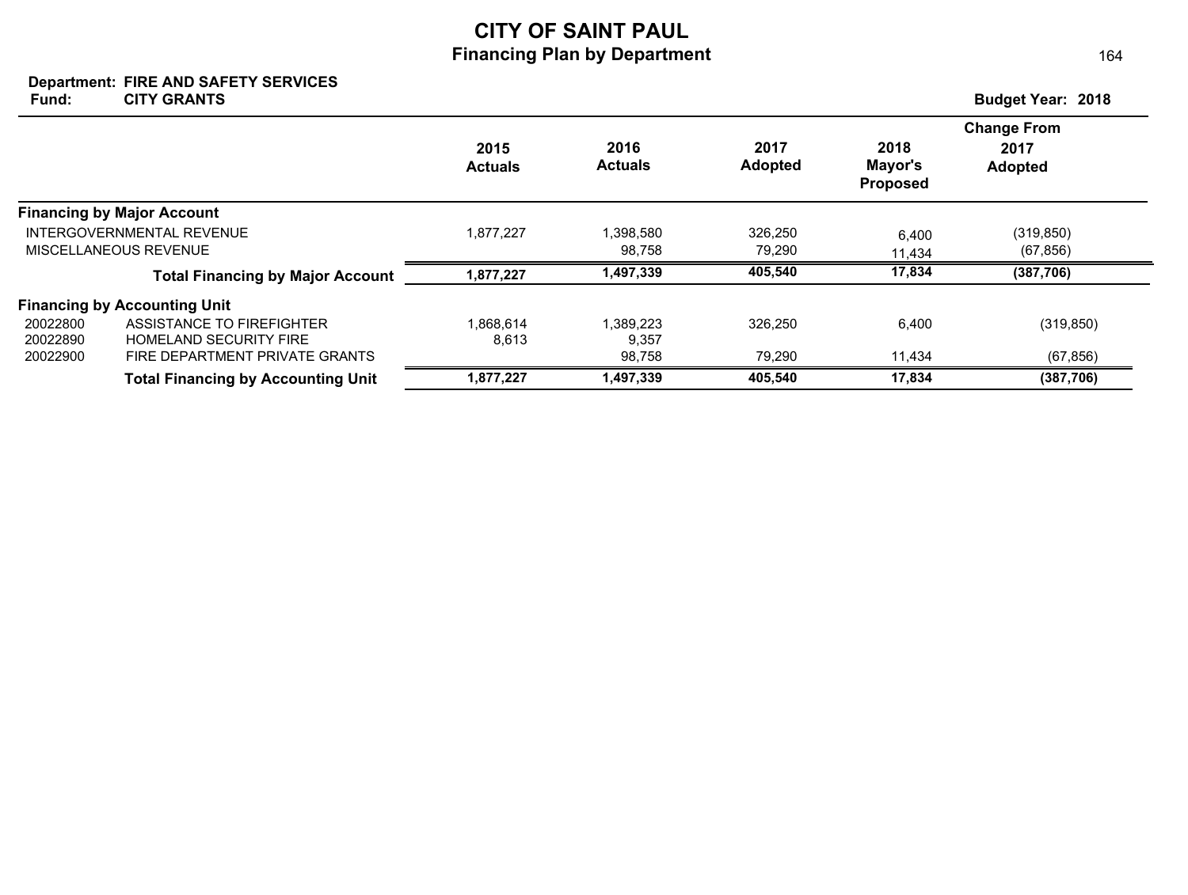# CITY OF SAINT PAUL

## Financing Plan by Department

**Department:** FIRE AND SAFETY SERVICES
**Fund:** CITY GRANTS

**Budget Year: 2018**

| | | 2015 Actuals | 2016 Actuals | 2017 Adopted | 2018 Mayor's Proposed | Change From 2017 Adopted |
|---|---|---|---|---|---|---|
| **Financing by Major Account** | | | | | | |
| INTERGOVERNMENTAL REVENUE | | 1,877,227 | 1,398,580 | 326,250 | 6,400 | (319,850) |
| MISCELLANEOUS REVENUE | | | 98,758 | 79,290 | 11,434 | (67,856) |
| **Total Financing by Major Account** | | **1,877,227** | **1,497,339** | **405,540** | **17,834** | **(387,706)** |
| **Financing by Accounting Unit** | | | | | | |
| 20022800 | ASSISTANCE TO FIREFIGHTER | 1,868,614 | 1,389,223 | 326,250 | 6,400 | (319,850) |
| 20022890 | HOMELAND SECURITY FIRE | 8,613 | 9,357 | | | |
| 20022900 | FIRE DEPARTMENT PRIVATE GRANTS | | 98,758 | 79,290 | 11,434 | (67,856) |
| **Total Financing by Accounting Unit** | | **1,877,227** | **1,497,339** | **405,540** | **17,834** | **(387,706)** |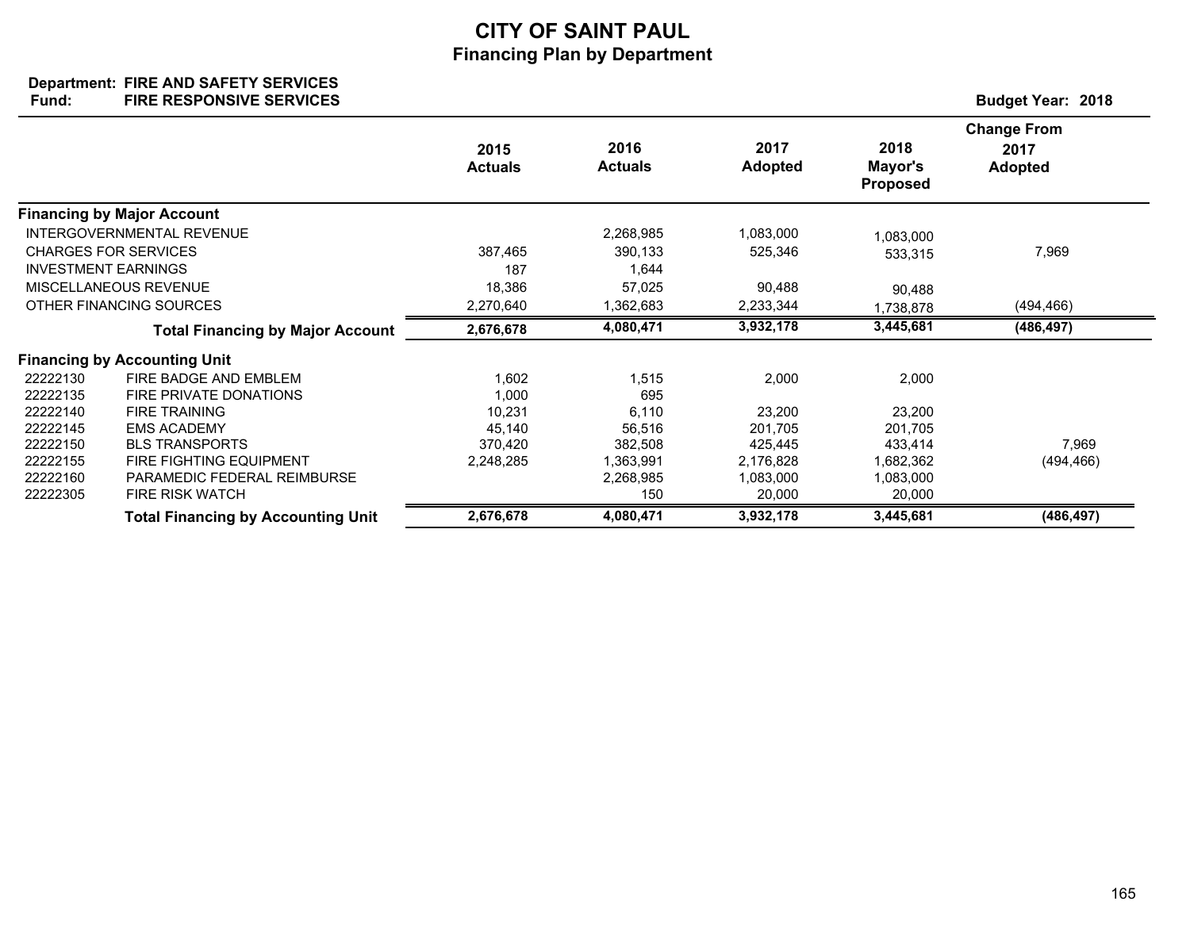# CITY OF SAINT PAUL
## Financing Plan by Department

**Department: FIRE AND SAFETY SERVICES**
**Fund: FIRE RESPONSIVE SERVICES**

**Budget Year: 2018**

| | | 2015 Actuals | 2016 Actuals | 2017 Adopted | 2018 Mayor's Proposed | Change From 2017 Adopted |
|---|---|---|---|---|---|---|
| **Financing by Major Account** | | | | | | |
| INTERGOVERNMENTAL REVENUE | | | 2,268,985 | 1,083,000 | 1,083,000 | |
| CHARGES FOR SERVICES | | 387,465 | 390,133 | 525,346 | 533,315 | 7,969 |
| INVESTMENT EARNINGS | | 187 | 1,644 | | | |
| MISCELLANEOUS REVENUE | | 18,386 | 57,025 | 90,488 | 90,488 | |
| OTHER FINANCING SOURCES | | 2,270,640 | 1,362,683 | 2,233,344 | 1,738,878 | (494,466) |
| | **Total Financing by Major Account** | **2,676,678** | **4,080,471** | **3,932,178** | **3,445,681** | **(486,497)** |
| **Financing by Accounting Unit** | | | | | | |
| 22222130 | FIRE BADGE AND EMBLEM | 1,602 | 1,515 | 2,000 | 2,000 | |
| 22222135 | FIRE PRIVATE DONATIONS | 1,000 | 695 | | | |
| 22222140 | FIRE TRAINING | 10,231 | 6,110 | 23,200 | 23,200 | |
| 22222145 | EMS ACADEMY | 45,140 | 56,516 | 201,705 | 201,705 | |
| 22222150 | BLS TRANSPORTS | 370,420 | 382,508 | 425,445 | 433,414 | 7,969 |
| 22222155 | FIRE FIGHTING EQUIPMENT | 2,248,285 | 1,363,991 | 2,176,828 | 1,682,362 | (494,466) |
| 22222160 | PARAMEDIC FEDERAL REIMBURSE | | 2,268,985 | 1,083,000 | 1,083,000 | |
| 22222305 | FIRE RISK WATCH | | 150 | 20,000 | 20,000 | |
| | **Total Financing by Accounting Unit** | **2,676,678** | **4,080,471** | **3,932,178** | **3,445,681** | **(486,497)** |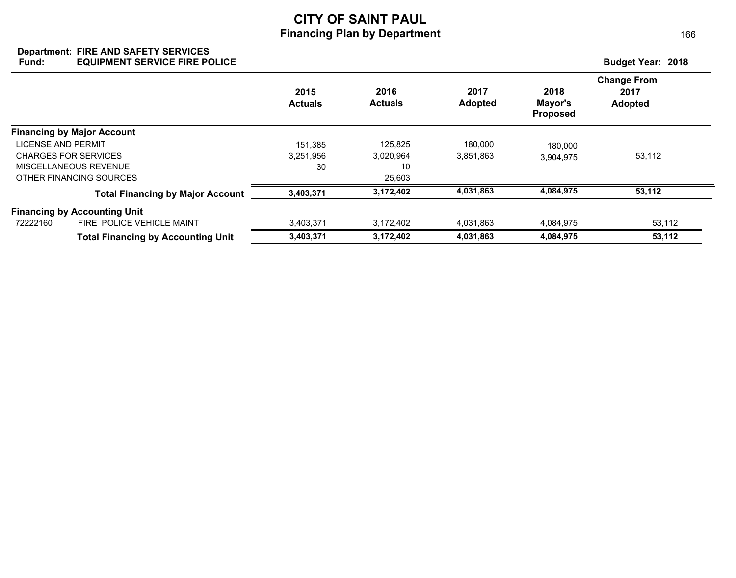# CITY OF SAINT PAUL
## Financing Plan by Department

**Department:** FIRE AND SAFETY SERVICES
**Fund:** EQUIPMENT SERVICE FIRE POLICE

**Budget Year: 2018**

| | 2015 Actuals | 2016 Actuals | 2017 Adopted | 2018 Mayor's Proposed | Change From 2017 Adopted |
|---|---|---|---|---|---|
| **Financing by Major Account** | | | | | |
| LICENSE AND PERMIT | 151,385 | 125,825 | 180,000 | 180,000 | |
| CHARGES FOR SERVICES | 3,251,956 | 3,020,964 | 3,851,863 | 3,904,975 | 53,112 |
| MISCELLANEOUS REVENUE | 30 | 10 | | | |
| OTHER FINANCING SOURCES | | 25,603 | | | |
| **Total Financing by Major Account** | **3,403,371** | **3,172,402** | **4,031,863** | **4,084,975** | **53,112** |
| **Financing by Accounting Unit** | | | | | |
| 72222160 FIRE POLICE VEHICLE MAINT | 3,403,371 | 3,172,402 | 4,031,863 | 4,084,975 | 53,112 |
| **Total Financing by Accounting Unit** | **3,403,371** | **3,172,402** | **4,031,863** | **4,084,975** | **53,112** |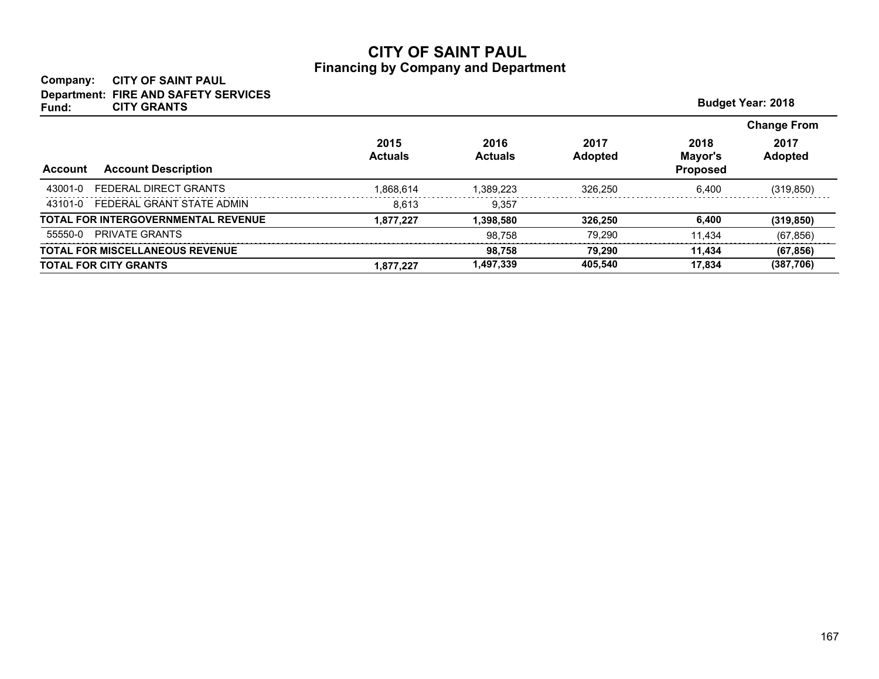# CITY OF SAINT PAUL

## Financing by Company and Department

**Company:** CITY OF SAINT PAUL
**Department:** FIRE AND SAFETY SERVICES
**Fund:** CITY GRANTS

**Budget Year: 2018**

| Account | Account Description | 2015 Actuals | 2016 Actuals | 2017 Adopted | 2018 Mayor's Proposed | Change From 2017 Adopted |
|---|---|---|---|---|---|---|
| 43001-0 | FEDERAL DIRECT GRANTS | 1,868,614 | 1,389,223 | 326,250 | 6,400 | (319,850) |
| 43101-0 | FEDERAL GRANT STATE ADMIN | 8,613 | 9,357 | | | |
| **TOTAL FOR INTERGOVERNMENTAL REVENUE** | | **1,877,227** | **1,398,580** | **326,250** | **6,400** | **(319,850)** |
| 55550-0 | PRIVATE GRANTS | | 98,758 | 79,290 | 11,434 | (67,856) |
| **TOTAL FOR MISCELLANEOUS REVENUE** | | | **98,758** | **79,290** | **11,434** | **(67,856)** |
| **TOTAL FOR CITY GRANTS** | | **1,877,227** | **1,497,339** | **405,540** | **17,834** | **(387,706)** |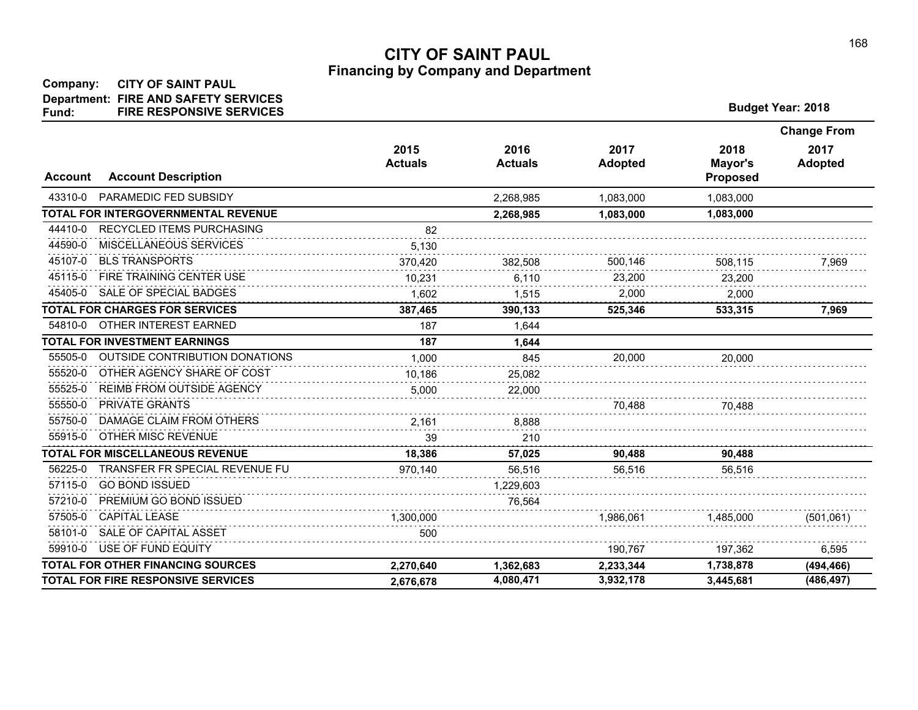# CITY OF SAINT PAUL
## Financing by Company and Department

**Company:** CITY OF SAINT PAUL
**Department:** FIRE AND SAFETY SERVICES
**Fund:** FIRE RESPONSIVE SERVICES

**Budget Year: 2018**

| Account | Account Description | 2015 Actuals | 2016 Actuals | 2017 Adopted | 2018 Mayor's Proposed | Change From 2017 Adopted |
|---|---|---|---|---|---|---|
| 43310-0 | PARAMEDIC FED SUBSIDY | | 2,268,985 | 1,083,000 | 1,083,000 | |
| **TOTAL FOR INTERGOVERNMENTAL REVENUE** | | | **2,268,985** | **1,083,000** | **1,083,000** | |
| 44410-0 | RECYCLED ITEMS PURCHASING | 82 | | | | |
| 44590-0 | MISCELLANEOUS SERVICES | 5,130 | | | | |
| 45107-0 | BLS TRANSPORTS | 370,420 | 382,508 | 500,146 | 508,115 | 7,969 |
| 45115-0 | FIRE TRAINING CENTER USE | 10,231 | 6,110 | 23,200 | 23,200 | |
| 45405-0 | SALE OF SPECIAL BADGES | 1,602 | 1,515 | 2,000 | 2,000 | |
| **TOTAL FOR CHARGES FOR SERVICES** | | **387,465** | **390,133** | **525,346** | **533,315** | **7,969** |
| 54810-0 | OTHER INTEREST EARNED | 187 | 1,644 | | | |
| **TOTAL FOR INVESTMENT EARNINGS** | | **187** | **1,644** | | | |
| 55505-0 | OUTSIDE CONTRIBUTION DONATIONS | 1,000 | 845 | 20,000 | 20,000 | |
| 55520-0 | OTHER AGENCY SHARE OF COST | 10,186 | 25,082 | | | |
| 55525-0 | REIMB FROM OUTSIDE AGENCY | 5,000 | 22,000 | | | |
| 55550-0 | PRIVATE GRANTS | | | 70,488 | 70,488 | |
| 55750-0 | DAMAGE CLAIM FROM OTHERS | 2,161 | 8,888 | | | |
| 55915-0 | OTHER MISC REVENUE | 39 | 210 | | | |
| **TOTAL FOR MISCELLANEOUS REVENUE** | | **18,386** | **57,025** | **90,488** | **90,488** | |
| 56225-0 | TRANSFER FR SPECIAL REVENUE FU | 970,140 | 56,516 | 56,516 | 56,516 | |
| 57115-0 | GO BOND ISSUED | | 1,229,603 | | | |
| 57210-0 | PREMIUM GO BOND ISSUED | | 76,564 | | | |
| 57505-0 | CAPITAL LEASE | 1,300,000 | | 1,986,061 | 1,485,000 | (501,061) |
| 58101-0 | SALE OF CAPITAL ASSET | 500 | | | | |
| 59910-0 | USE OF FUND EQUITY | | | 190,767 | 197,362 | 6,595 |
| **TOTAL FOR OTHER FINANCING SOURCES** | | **2,270,640** | **1,362,683** | **2,233,344** | **1,738,878** | **(494,466)** |
| **TOTAL FOR FIRE RESPONSIVE SERVICES** | | **2,676,678** | **4,080,471** | **3,932,178** | **3,445,681** | **(486,497)** |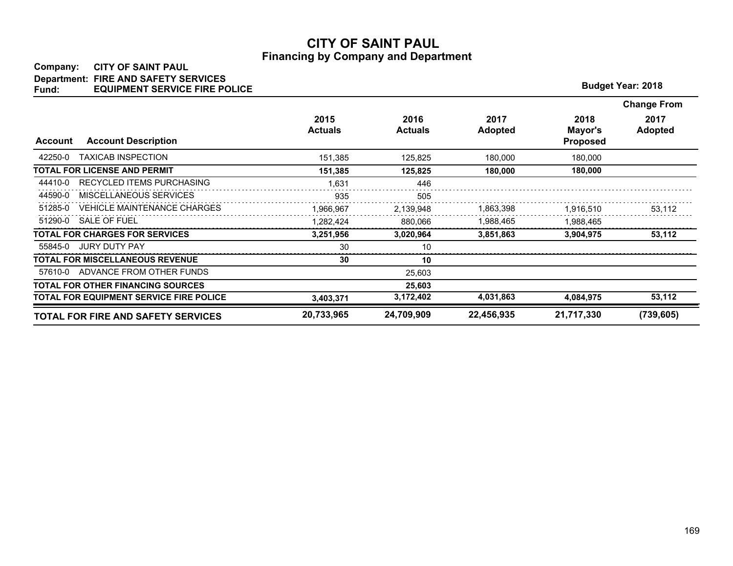# CITY OF SAINT PAUL

## Financing by Company and Department

**Company:** CITY OF SAINT PAUL
**Department:** FIRE AND SAFETY SERVICES
**Fund:** EQUIPMENT SERVICE FIRE POLICE

**Budget Year: 2018**

| Account | Account Description | 2015 Actuals | 2016 Actuals | 2017 Adopted | 2018 Mayor's Proposed | Change From 2017 Adopted |
|---|---|---|---|---|---|---|
| 42250-0 | TAXICAB INSPECTION | 151,385 | 125,825 | 180,000 | 180,000 | |
| **TOTAL FOR LICENSE AND PERMIT** | | **151,385** | **125,825** | **180,000** | **180,000** | |
| 44410-0 | RECYCLED ITEMS PURCHASING | 1,631 | 446 | | | |
| 44590-0 | MISCELLANEOUS SERVICES | 935 | 505 | | | |
| 51285-0 | VEHICLE MAINTENANCE CHARGES | 1,966,967 | 2,139,948 | 1,863,398 | 1,916,510 | 53,112 |
| 51290-0 | SALE OF FUEL | 1,282,424 | 880,066 | 1,988,465 | 1,988,465 | |
| **TOTAL FOR CHARGES FOR SERVICES** | | **3,251,956** | **3,020,964** | **3,851,863** | **3,904,975** | **53,112** |
| 55845-0 | JURY DUTY PAY | 30 | 10 | | | |
| **TOTAL FOR MISCELLANEOUS REVENUE** | | **30** | **10** | | | |
| 57610-0 | ADVANCE FROM OTHER FUNDS | | 25,603 | | | |
| **TOTAL FOR OTHER FINANCING SOURCES** | | | **25,603** | | | |
| **TOTAL FOR EQUIPMENT SERVICE FIRE POLICE** | | **3,403,371** | **3,172,402** | **4,031,863** | **4,084,975** | **53,112** |
| **TOTAL FOR FIRE AND SAFETY SERVICES** | | **20,733,965** | **24,709,909** | **22,456,935** | **21,717,330** | **(739,605)** |